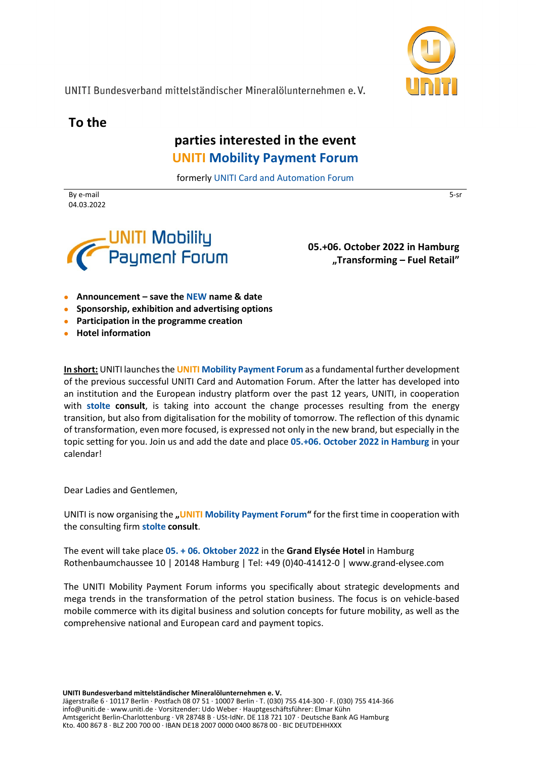UNITI Bundesverband mittelständischer Mineralölunternehmen e. V.

**To the**

## parties interested in the event
## UNITI Mobility Payment Forum

formerly UNITI Card and Automation Forum

By e-mail
04.03.2022

5-sr

UNITI Mobility Payment Forum

**05.+06. October 2022 in Hamburg**
**„Transforming – Fuel Retail"**

- **Announcement – save the NEW name & date**
- **Sponsorship, exhibition and advertising options**
- **Participation in the programme creation**
- **Hotel information**

**In short:** UNITI launches the **UNITI Mobility Payment Forum** as a fundamental further development of the previous successful UNITI Card and Automation Forum. After the latter has developed into an institution and the European industry platform over the past 12 years, UNITI, in cooperation with **stolte consult**, is taking into account the change processes resulting from the energy transition, but also from digitalisation for the mobility of tomorrow. The reflection of this dynamic of transformation, even more focused, is expressed not only in the new brand, but especially in the topic setting for you. Join us and add the date and place **05.+06. October 2022 in Hamburg** in your calendar!

Dear Ladies and Gentlemen,

UNITI is now organising the **„UNITI Mobility Payment Forum"** for the first time in cooperation with the consulting firm **stolte consult**.

The event will take place **05. + 06. Oktober 2022** in the **Grand Elysée Hotel** in Hamburg
Rothenbaumchaussee 10 | 20148 Hamburg | Tel: +49 (0)40-41412-0 | www.grand-elysee.com

The UNITI Mobility Payment Forum informs you specifically about strategic developments and mega trends in the transformation of the petrol station business. The focus is on vehicle-based mobile commerce with its digital business and solution concepts for future mobility, as well as the comprehensive national and European card and payment topics.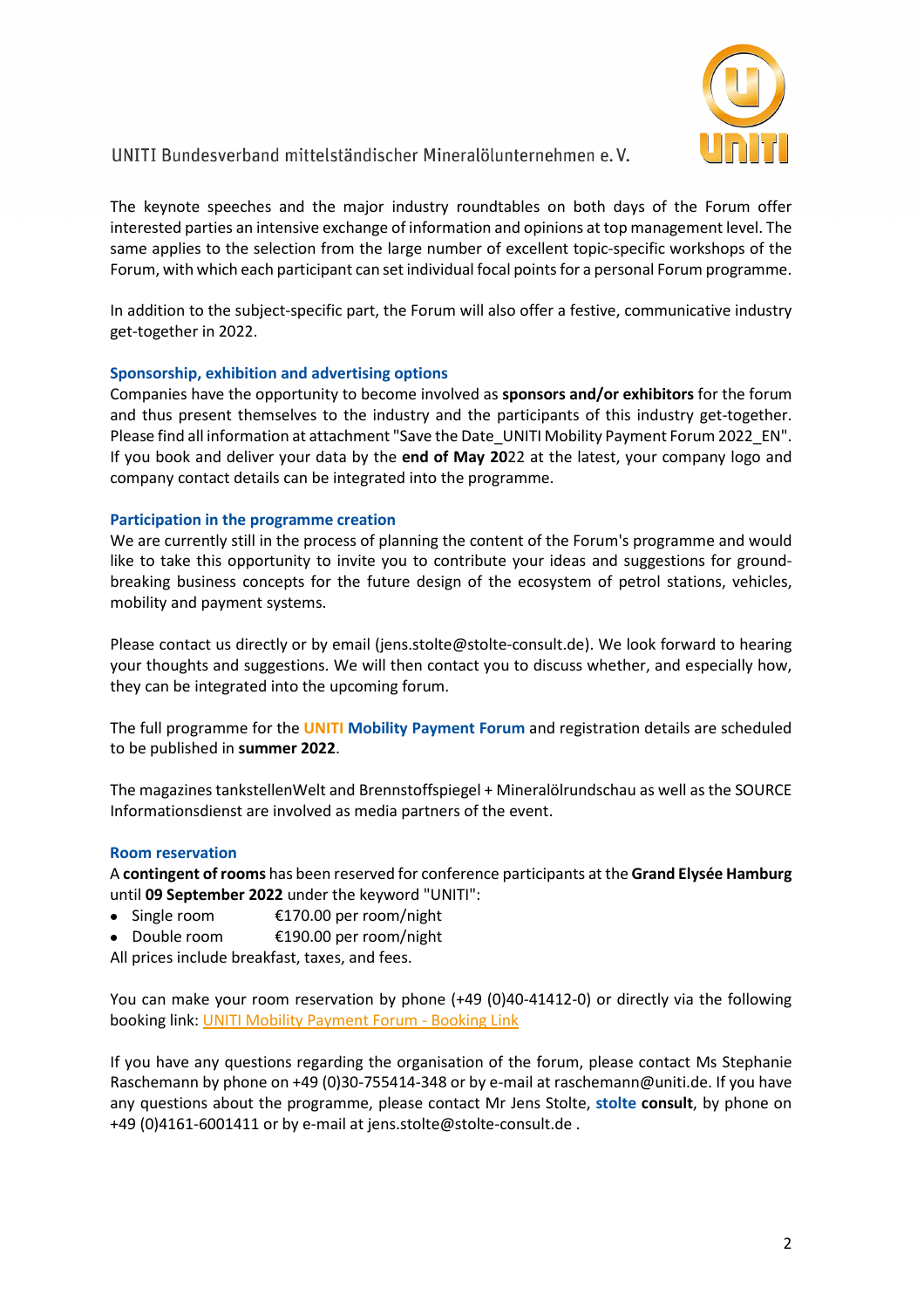The keynote speeches and the major industry roundtables on both days of the Forum offer interested parties an intensive exchange of information and opinions at top management level. The same applies to the selection from the large number of excellent topic-specific workshops of the Forum, with which each participant can set individual focal points for a personal Forum programme.

In addition to the subject-specific part, the Forum will also offer a festive, communicative industry get-together in 2022.

### Sponsorship, exhibition and advertising options

Companies have the opportunity to become involved as **sponsors and/or exhibitors** for the forum and thus present themselves to the industry and the participants of this industry get-together. Please find all information at attachment "Save the Date_UNITI Mobility Payment Forum 2022_EN". If you book and deliver your data by the **end of May 20**22 at the latest, your company logo and company contact details can be integrated into the programme.

### Participation in the programme creation

We are currently still in the process of planning the content of the Forum's programme and would like to take this opportunity to invite you to contribute your ideas and suggestions for ground-breaking business concepts for the future design of the ecosystem of petrol stations, vehicles, mobility and payment systems.

Please contact us directly or by email (jens.stolte@stolte-consult.de). We look forward to hearing your thoughts and suggestions. We will then contact you to discuss whether, and especially how, they can be integrated into the upcoming forum.

The full programme for the **UNITI Mobility Payment Forum** and registration details are scheduled to be published in **summer 2022**.

The magazines tankstellenWelt and Brennstoffspiegel + Mineralölrundschau as well as the SOURCE Informationsdienst are involved as media partners of the event.

### Room reservation

A **contingent of rooms** has been reserved for conference participants at the **Grand Elysée Hamburg** until **09 September 2022** under the keyword "UNITI":

- Single room €170.00 per room/night
- Double room €190.00 per room/night

All prices include breakfast, taxes, and fees.

You can make your room reservation by phone (+49 (0)40-41412-0) or directly via the following booking link: UNITI Mobility Payment Forum - Booking Link

If you have any questions regarding the organisation of the forum, please contact Ms Stephanie Raschemann by phone on +49 (0)30-755414-348 or by e-mail at raschemann@uniti.de. If you have any questions about the programme, please contact Mr Jens Stolte, **stolte consult**, by phone on +49 (0)4161-6001411 or by e-mail at jens.stolte@stolte-consult.de .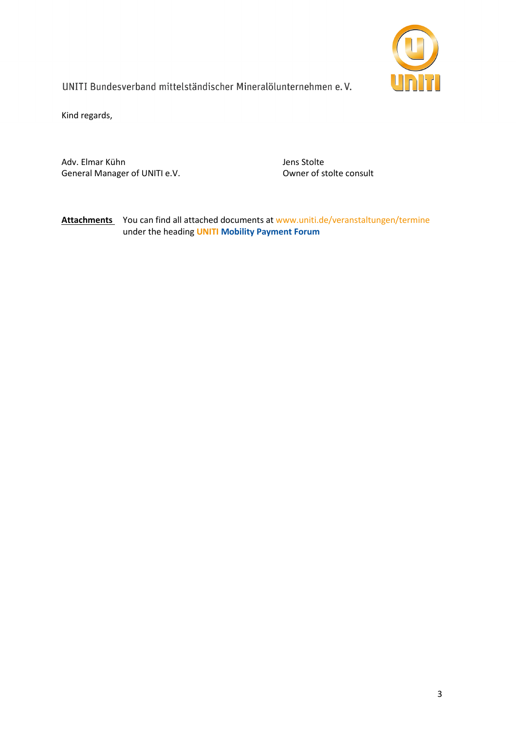UNITI Bundesverband mittelständischer Mineralölunternehmen e. V.

Kind regards,

Adv. Elmar Kühn
General Manager of UNITI e.V.

Jens Stolte
Owner of stolte consult

**Attachments** You can find all attached documents at www.uniti.de/veranstaltungen/termine under the heading **UNITI Mobility Payment Forum**